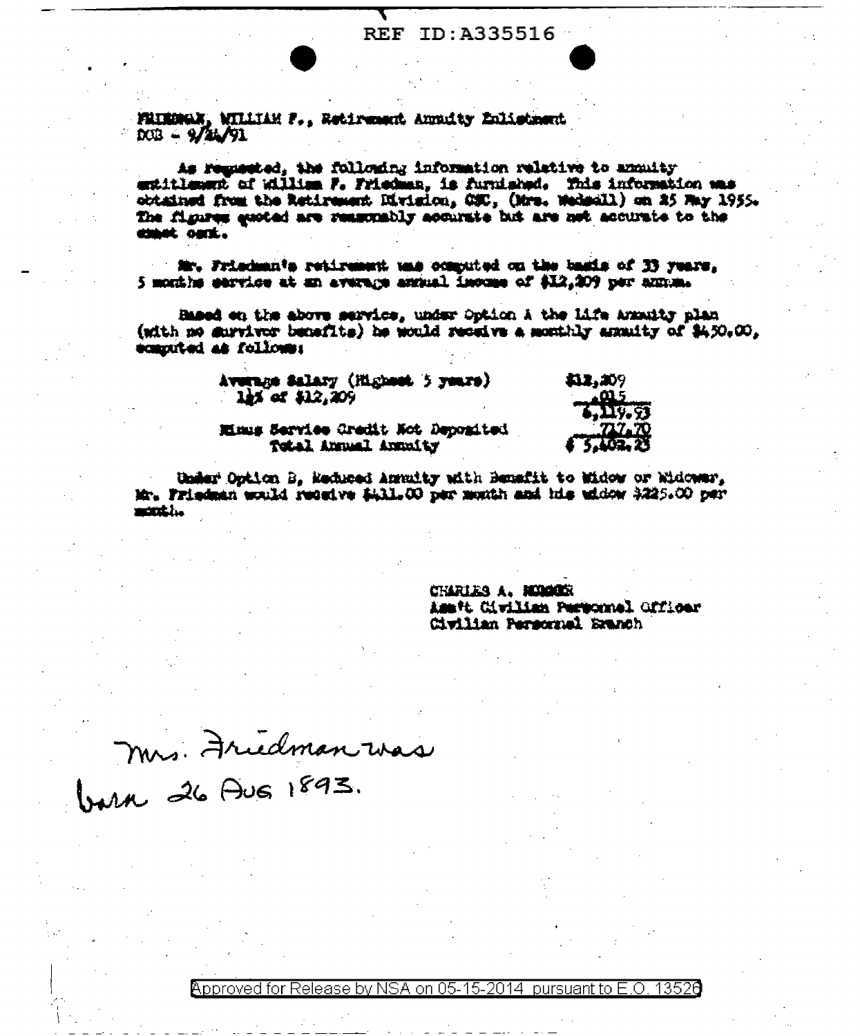REF ID:A335516

FRIEDMAN, WILLIAM F., Retirement Annuity Enlistment
DOB - 9/24/91

As requested, the following information relative to annuity entitlement of William F. Friedman, is furnished. This information was obtained from the Retirement Division, CSC, (Mrs. Wedsoll) on 25 May 1955. The figures quoted are reasonably accurate but are not accurate to the exact cent.

Mr. Friedman's retirement was computed on the basis of 33 years, 5 months service at an average annual income of $12,209 per annum.

Based on the above service, under Option A the Life Annuity plan (with no survivor benefits) he would receive a monthly annuity of $450.00, computed as follows:

| | |
|---|---|
| Average Salary (Highest 5 years) | $12,209 |
| 1½% of $12,209 | .015 |
| | 6,119.93 |
| Minus Service Credit Not Deposited | 717.70 |
| Total Annual Annuity | $ 5,402.23 |

Under Option B, Reduced Annuity with Benefit to Widow or Widower, Mr. Friedman would receive $411.00 per month and his widow $225.00 per month.

CHARLES A. MORGER
Ass't Civilian Personnel Officer
Civilian Personnel Branch

Mrs. Friedman was born 26 Aug 1893.

Approved for Release by NSA on 05-15-2014 pursuant to E.O. 13526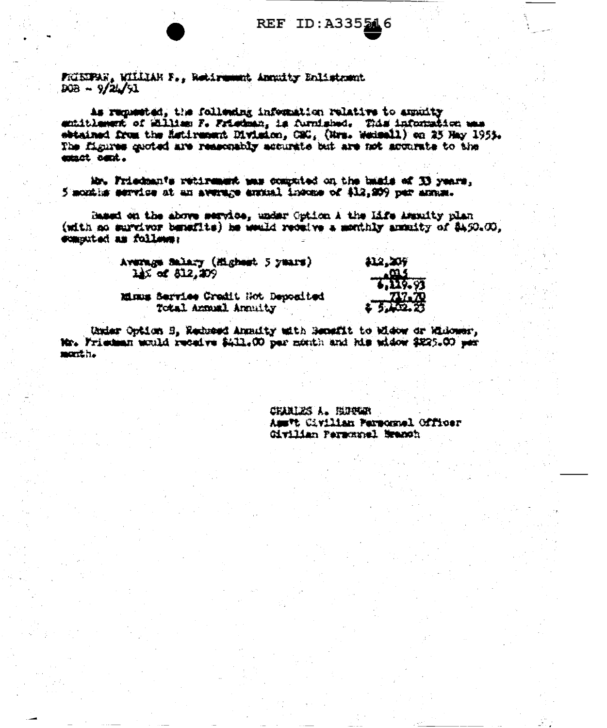REF ID:A335516

FRIEDMAN, WILLIAM F., Retirement Annuity Enlistment
DOB - 9/24/91

As requested, the following information relative to annuity entitlement of William F. Friedman, is furnished. This information was obtained from the Retirement Division, CSC, (Mrs. Weisell) on 25 May 1955. The figures quoted are reasonably accurate but are not accurate to the exact cent.

Mr. Friedman's retirement was computed on the basis of 33 years, 5 months service at an average annual income of $12,209 per annum.

Based on the above service, under Option A the Life Annuity plan (with no survivor benefits) he would receive a monthly annuity of $450.00, computed as follows:

| | |
|---|---|
| Average Salary (Highest 5 years) | $12,209 |
| 1½% of $12,209 | .015 |
| | 6,119.93 |
| Minus Service Credit Not Deposited | 717.70 |
| Total Annual Annuity | $ 5,402.23 |

Under Option B, Reduced Annuity with Benefit to Widow or Widower, Mr. Friedman would receive $411.00 per month and his widow $225.00 per month.

CHARLES A. SUMMER
Ass't Civilian Personnel Officer
Civilian Personnel Branch